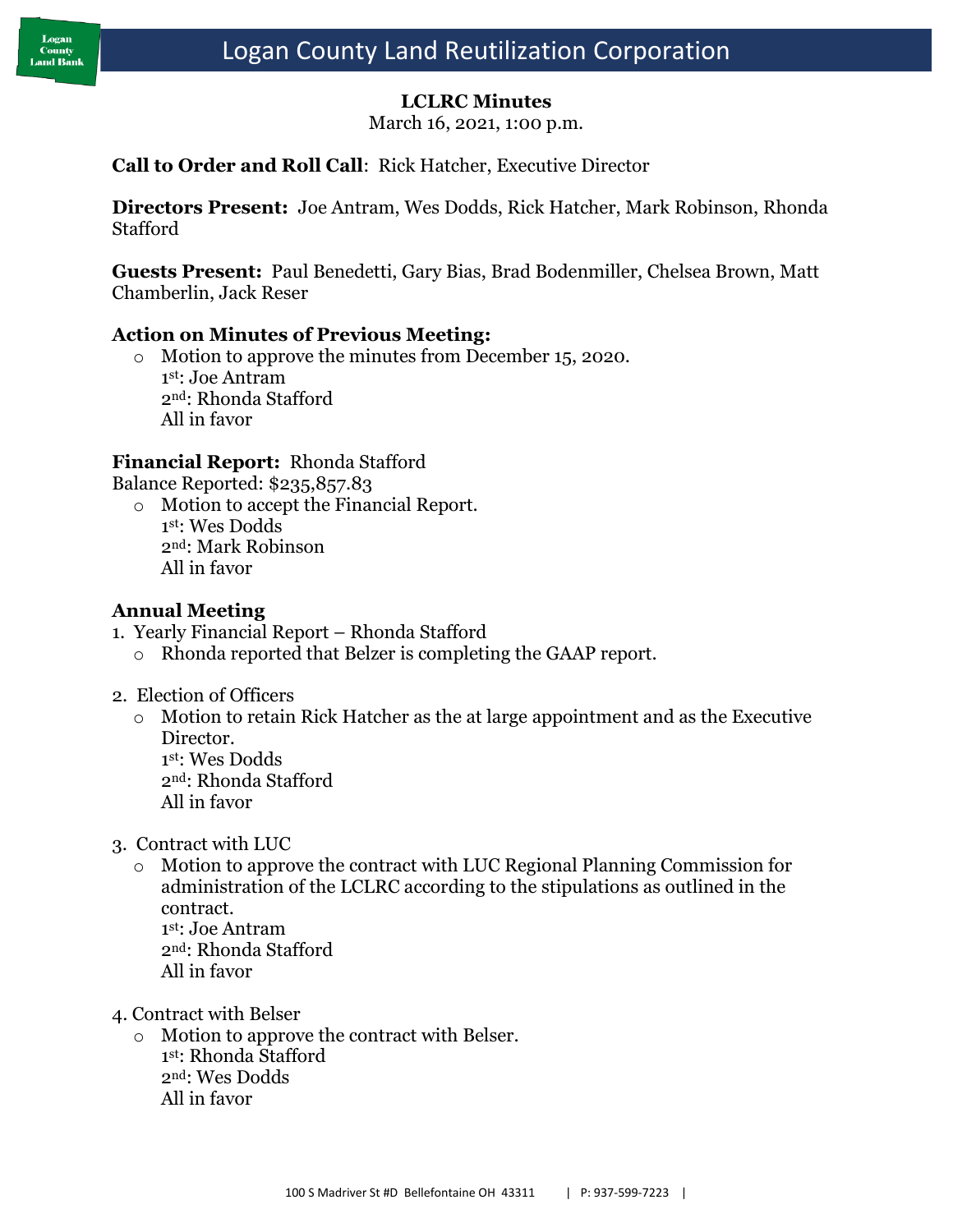# Logan County Land Reutilization Corporation

## LCLRC Minutes

March 16, 2021, 1:00 p.m.

**Call to Order and Roll Call**: Rick Hatcher, Executive Director

**Directors Present:** Joe Antram, Wes Dodds, Rick Hatcher, Mark Robinson, Rhonda Stafford

**Guests Present:** Paul Benedetti, Gary Bias, Brad Bodenmiller, Chelsea Brown, Matt Chamberlin, Jack Reser

### Action on Minutes of Previous Meeting:

- Motion to approve the minutes from December 15, 2020.
  1st: Joe Antram
  2nd: Rhonda Stafford
  All in favor

**Financial Report:** Rhonda Stafford
Balance Reported: $235,857.83

- Motion to accept the Financial Report.
  1st: Wes Dodds
  2nd: Mark Robinson
  All in favor

### Annual Meeting

1. Yearly Financial Report – Rhonda Stafford
   - Rhonda reported that Belzer is completing the GAAP report.

2. Election of Officers
   - Motion to retain Rick Hatcher as the at large appointment and as the Executive Director.
     1st: Wes Dodds
     2nd: Rhonda Stafford
     All in favor

3. Contract with LUC
   - Motion to approve the contract with LUC Regional Planning Commission for administration of the LCLRC according to the stipulations as outlined in the contract.
     1st: Joe Antram
     2nd: Rhonda Stafford
     All in favor

4. Contract with Belser
   - Motion to approve the contract with Belser.
     1st: Rhonda Stafford
     2nd: Wes Dodds
     All in favor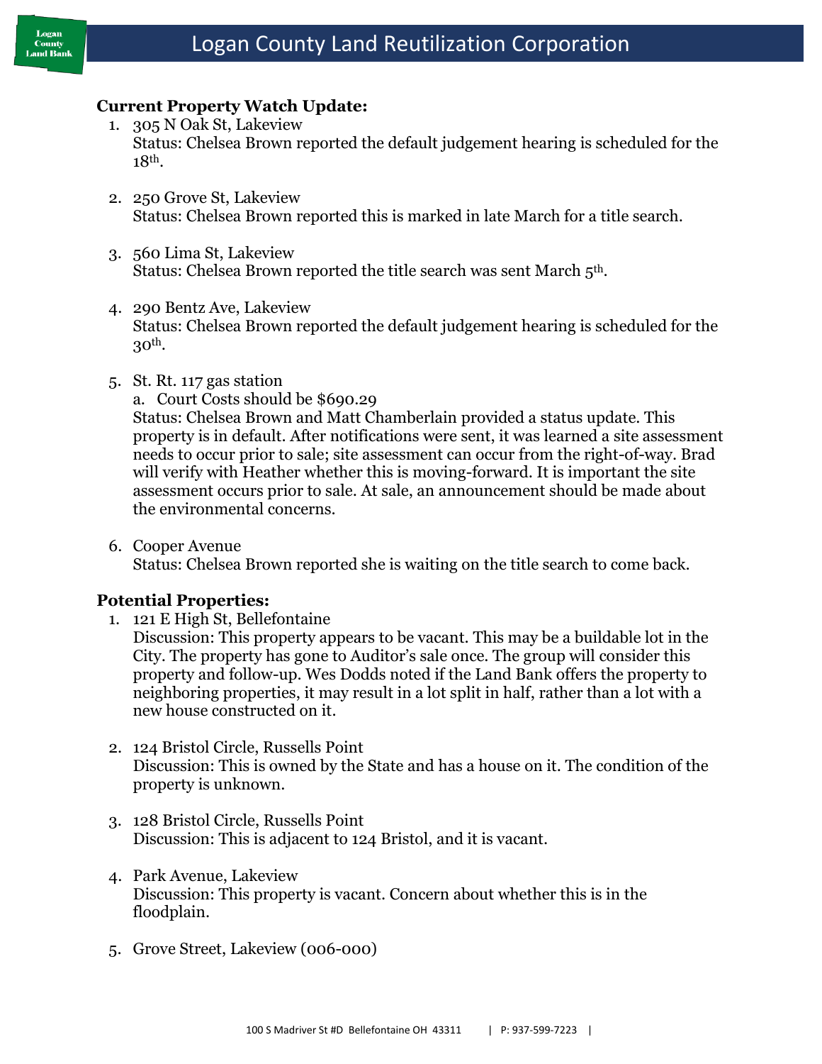**Current Property Watch Update:**

1. 305 N Oak St, Lakeview
   Status: Chelsea Brown reported the default judgement hearing is scheduled for the 18th.

2. 250 Grove St, Lakeview
   Status: Chelsea Brown reported this is marked in late March for a title search.

3. 560 Lima St, Lakeview
   Status: Chelsea Brown reported the title search was sent March 5th.

4. 290 Bentz Ave, Lakeview
   Status: Chelsea Brown reported the default judgement hearing is scheduled for the 30th.

5. St. Rt. 117 gas station
   a. Court Costs should be $690.29
   Status: Chelsea Brown and Matt Chamberlain provided a status update. This property is in default. After notifications were sent, it was learned a site assessment needs to occur prior to sale; site assessment can occur from the right-of-way. Brad will verify with Heather whether this is moving-forward. It is important the site assessment occurs prior to sale. At sale, an announcement should be made about the environmental concerns.

6. Cooper Avenue
   Status: Chelsea Brown reported she is waiting on the title search to come back.

**Potential Properties:**

1. 121 E High St, Bellefontaine
   Discussion: This property appears to be vacant. This may be a buildable lot in the City. The property has gone to Auditor's sale once. The group will consider this property and follow-up. Wes Dodds noted if the Land Bank offers the property to neighboring properties, it may result in a lot split in half, rather than a lot with a new house constructed on it.

2. 124 Bristol Circle, Russells Point
   Discussion: This is owned by the State and has a house on it. The condition of the property is unknown.

3. 128 Bristol Circle, Russells Point
   Discussion: This is adjacent to 124 Bristol, and it is vacant.

4. Park Avenue, Lakeview
   Discussion: This property is vacant. Concern about whether this is in the floodplain.

5. Grove Street, Lakeview (006-000)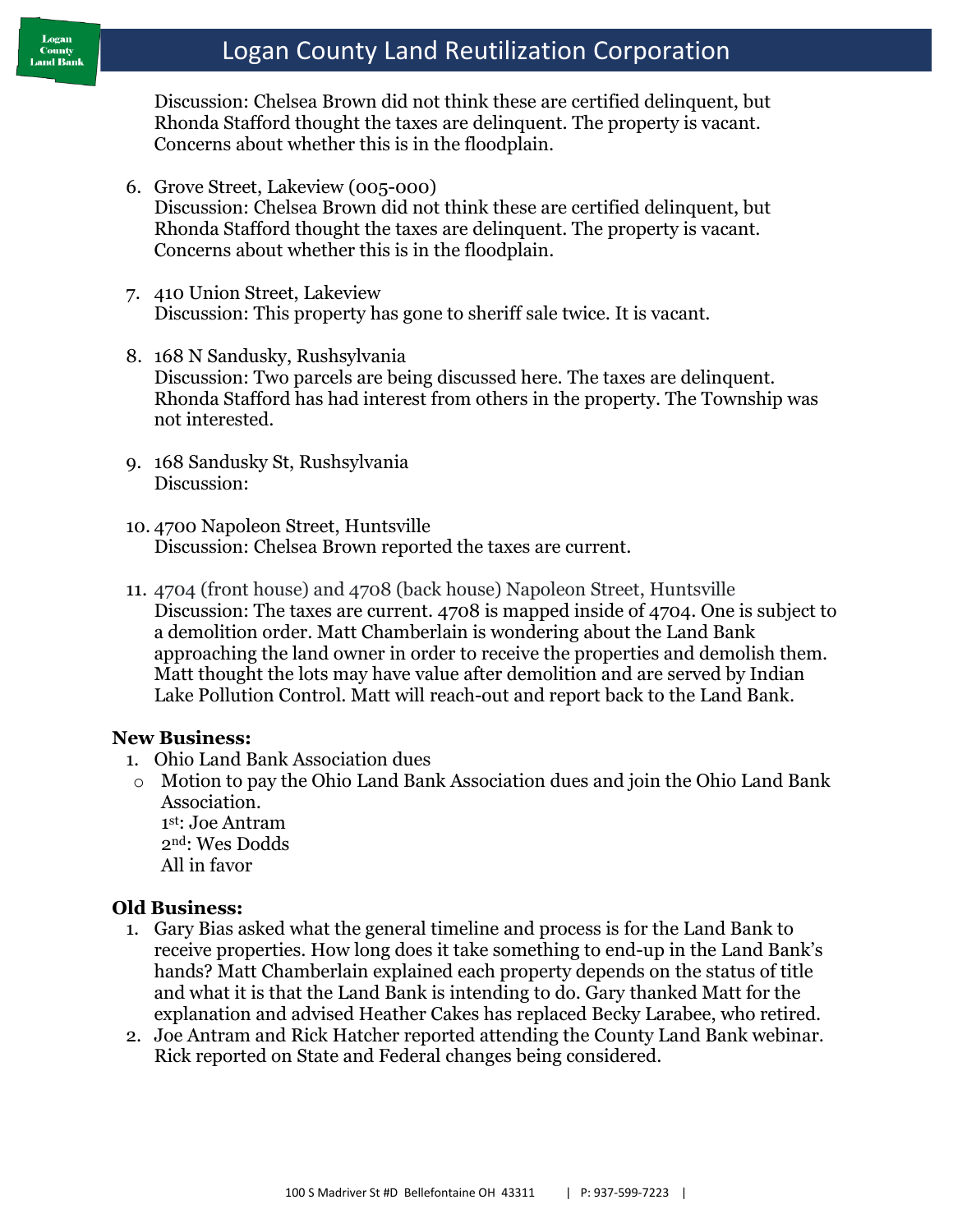Discussion: Chelsea Brown did not think these are certified delinquent, but Rhonda Stafford thought the taxes are delinquent. The property is vacant. Concerns about whether this is in the floodplain.

6. Grove Street, Lakeview (005-000)
   Discussion: Chelsea Brown did not think these are certified delinquent, but Rhonda Stafford thought the taxes are delinquent. The property is vacant. Concerns about whether this is in the floodplain.

7. 410 Union Street, Lakeview
   Discussion: This property has gone to sheriff sale twice. It is vacant.

8. 168 N Sandusky, Rushsylvania
   Discussion: Two parcels are being discussed here. The taxes are delinquent. Rhonda Stafford has had interest from others in the property. The Township was not interested.

9. 168 Sandusky St, Rushsylvania
   Discussion:

10. 4700 Napoleon Street, Huntsville
    Discussion: Chelsea Brown reported the taxes are current.

11. 4704 (front house) and 4708 (back house) Napoleon Street, Huntsville
    Discussion: The taxes are current. 4708 is mapped inside of 4704. One is subject to a demolition order. Matt Chamberlain is wondering about the Land Bank approaching the land owner in order to receive the properties and demolish them. Matt thought the lots may have value after demolition and are served by Indian Lake Pollution Control. Matt will reach-out and report back to the Land Bank.

### New Business:

1. Ohio Land Bank Association dues
   - Motion to pay the Ohio Land Bank Association dues and join the Ohio Land Bank Association.
     1st: Joe Antram
     2nd: Wes Dodds
     All in favor

### Old Business:

1. Gary Bias asked what the general timeline and process is for the Land Bank to receive properties. How long does it take something to end-up in the Land Bank's hands? Matt Chamberlain explained each property depends on the status of title and what it is that the Land Bank is intending to do. Gary thanked Matt for the explanation and advised Heather Cakes has replaced Becky Larabee, who retired.
2. Joe Antram and Rick Hatcher reported attending the County Land Bank webinar. Rick reported on State and Federal changes being considered.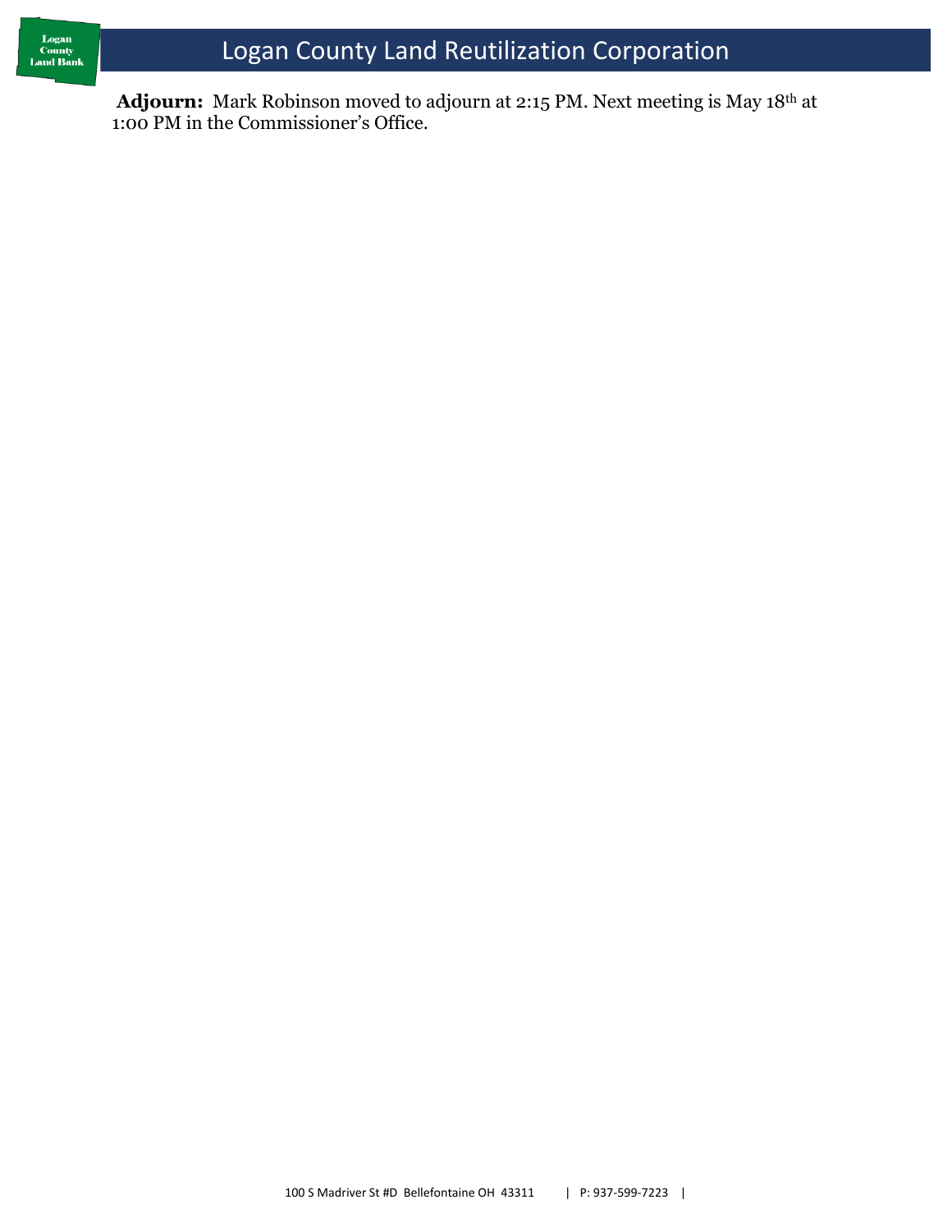**Adjourn:** Mark Robinson moved to adjourn at 2:15 PM. Next meeting is May 18th at 1:00 PM in the Commissioner's Office.